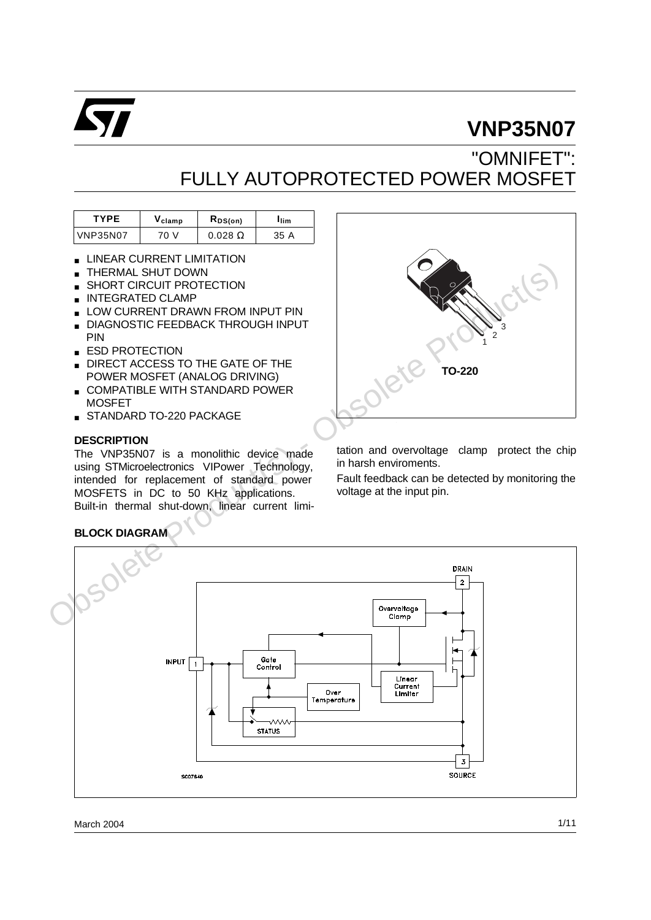# VNP35N07

## "OMNIFET": FULLY AUTOPROTECTED POWER MOSFET

| TYPE | $V_{clamp}$ | $R_{DS(on)}$ | $I_{lim}$ |
|---|---|---|---|
| VNP35N07 | 70 V | 0.028 Ω | 35 A |

- LINEAR CURRENT LIMITATION
- THERMAL SHUT DOWN
- SHORT CIRCUIT PROTECTION
- INTEGRATED CLAMP
- LOW CURRENT DRAWN FROM INPUT PIN
- DIAGNOSTIC FEEDBACK THROUGH INPUT PIN
- ESD PROTECTION
- DIRECT ACCESS TO THE GATE OF THE POWER MOSFET (ANALOG DRIVING)
- COMPATIBLE WITH STANDARD POWER MOSFET
- STANDARD TO-220 PACKAGE

TO-220

### DESCRIPTION

The VNP35N07 is a monolithic device made using STMicroelectronics VIPower Technology, intended for replacement of standard power MOSFETS in DC to 50 KHz applications. Built-in thermal shut-down, linear current limitation and overvoltage clamp protect the chip in harsh enviroments.

Fault feedback can be detected by monitoring the voltage at the input pin.

### BLOCK DIAGRAM

DRAIN 2, INPUT 1, SOURCE 3, Overvoltage Clamp, Gate Control, Linear Current Limiter, Over Temperature, STATUS

SC07640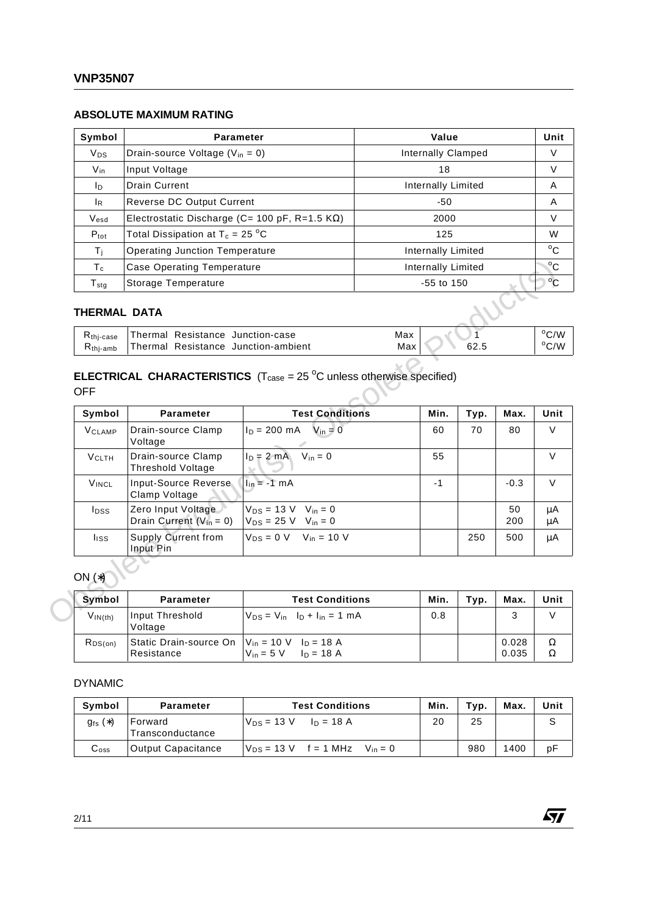## ABSOLUTE MAXIMUM RATING

| Symbol | Parameter | Value | Unit |
|---|---|---|---|
| $V_{DS}$ | Drain-source Voltage ($V_{in}$ = 0) | Internally Clamped | V |
| $V_{in}$ | Input Voltage | 18 | V |
| $I_D$ | Drain Current | Internally Limited | A |
| $I_R$ | Reverse DC Output Current | -50 | A |
| $V_{esd}$ | Electrostatic Discharge (C= 100 pF, R=1.5 KΩ) | 2000 | V |
| $P_{tot}$ | Total Dissipation at $T_c$ = 25 °C | 125 | W |
| $T_j$ | Operating Junction Temperature | Internally Limited | °C |
| $T_c$ | Case Operating Temperature | Internally Limited | °C |
| $T_{stg}$ | Storage Temperature | -55 to 150 | °C |

## THERMAL DATA

| | | | | |
|---|---|---|---|---|
| $R_{thj-case}$ | Thermal Resistance Junction-case | Max | 1 | °C/W |
| $R_{thj-amb}$ | Thermal Resistance Junction-ambient | Max | 62.5 | °C/W |

## ELECTRICAL CHARACTERISTICS ($T_{case}$ = 25 °C unless otherwise specified)

OFF

| Symbol | Parameter | Test Conditions | Min. | Typ. | Max. | Unit |
|---|---|---|---|---|---|---|
| $V_{CLAMP}$ | Drain-source Clamp Voltage | $I_D$ = 200 mA $V_{in}$ = 0 | 60 | 70 | 80 | V |
| $V_{CLTH}$ | Drain-source Clamp Threshold Voltage | $I_D$ = 2 mA $V_{in}$ = 0 | 55 | | | V |
| $V_{INCL}$ | Input-Source Reverse Clamp Voltage | $I_{in}$ = -1 mA | -1 | | -0.3 | V |
| $I_{DSS}$ | Zero Input Voltage Drain Current ($V_{in}$ = 0) | $V_{DS}$ = 13 V $V_{in}$ = 0<br>$V_{DS}$ = 25 V $V_{in}$ = 0 | | | 50<br>200 | μA<br>μA |
| $I_{ISS}$ | Supply Current from Input Pin | $V_{DS}$ = 0 V $V_{in}$ = 10 V | | 250 | 500 | μA |

ON (*)

| Symbol | Parameter | Test Conditions | Min. | Typ. | Max. | Unit |
|---|---|---|---|---|---|---|
| $V_{IN(th)}$ | Input Threshold Voltage | $V_{DS}$ = $V_{in}$ $I_D$ + $I_{in}$ = 1 mA | 0.8 | | 3 | V |
| $R_{DS(on)}$ | Static Drain-source On Resistance | $V_{in}$ = 10 V $I_D$ = 18 A<br>$V_{in}$ = 5 V $I_D$ = 18 A | | | 0.028<br>0.035 | Ω<br>Ω |

DYNAMIC

| Symbol | Parameter | Test Conditions | Min. | Typ. | Max. | Unit |
|---|---|---|---|---|---|---|
| $g_{fs}$ (*) | Forward Transconductance | $V_{DS}$ = 13 V $I_D$ = 18 A | 20 | 25 | | S |
| $C_{oss}$ | Output Capacitance | $V_{DS}$ = 13 V f = 1 MHz $V_{in}$ = 0 | | 980 | 1400 | pF |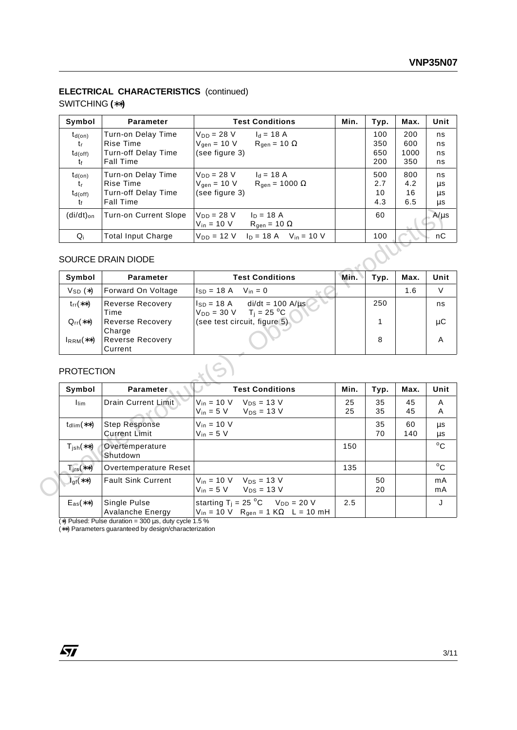## ELECTRICAL CHARACTERISTICS (continued)

### SWITCHING (**)

| Symbol | Parameter | Test Conditions | Min. | Typ. | Max. | Unit |
|---|---|---|---|---|---|---|
| $t_{d(on)}$<br>$t_r$<br>$t_{d(off)}$<br>$t_f$ | Turn-on Delay Time<br>Rise Time<br>Turn-off Delay Time<br>Fall Time | $V_{DD}$ = 28 V $I_d$ = 18 A<br>$V_{gen}$ = 10 V $R_{gen}$ = 10 Ω<br>(see figure 3) | | 100<br>350<br>650<br>200 | 200<br>600<br>1000<br>350 | ns<br>ns<br>ns<br>ns |
| $t_{d(on)}$<br>$t_r$<br>$t_{d(off)}$<br>$t_f$ | Turn-on Delay Time<br>Rise Time<br>Turn-off Delay Time<br>Fall Time | $V_{DD}$ = 28 V $I_d$ = 18 A<br>$V_{gen}$ = 10 V $R_{gen}$ = 1000 Ω<br>(see figure 3) | | 500<br>2.7<br>10<br>4.3 | 800<br>4.2<br>16<br>6.5 | ns<br>μs<br>μs<br>μs |
| $(di/dt)_{on}$ | Turn-on Current Slope | $V_{DD}$ = 28 V $I_D$ = 18 A<br>$V_{in}$ = 10 V $R_{gen}$ = 10 Ω | | 60 | | A/μs |
| $Q_i$ | Total Input Charge | $V_{DD}$ = 12 V $I_D$ = 18 A $V_{in}$ = 10 V | | 100 | | nC |

### SOURCE DRAIN DIODE

| Symbol | Parameter | Test Conditions | Min. | Typ. | Max. | Unit |
|---|---|---|---|---|---|---|
| $V_{SD}$ (*) | Forward On Voltage | $I_{SD}$ = 18 A $V_{in}$ = 0 | | | 1.6 | V |
| $t_{rr}$(**)<br>$Q_{rr}$(**)<br>$I_{RRM}$(**) | Reverse Recovery Time<br>Reverse Recovery Charge<br>Reverse Recovery Current | $I_{SD}$ = 18 A di/dt = 100 A/μs<br>$V_{DD}$ = 30 V $T_j$ = 25 °C<br>(see test circuit, figure 5) | | 250<br>1<br>8 | | ns<br>μC<br>A |

### PROTECTION

| Symbol | Parameter | Test Conditions | Min. | Typ. | Max. | Unit |
|---|---|---|---|---|---|---|
| $I_{lim}$ | Drain Current Limit | $V_{in}$ = 10 V $V_{DS}$ = 13 V<br>$V_{in}$ = 5 V $V_{DS}$ = 13 V | 25<br>25 | 35<br>35 | 45<br>45 | A<br>A |
| $t_{dlim}$(**) | Step Response Current Limit | $V_{in}$ = 10 V<br>$V_{in}$ = 5 V | | 35<br>70 | 60<br>140 | μs<br>μs |
| $T_{jsh}$(**) | Overtemperature Shutdown | | 150 | | | °C |
| $T_{jrs}$(**) | Overtemperature Reset | | 135 | | | °C |
| $I_{gf}$(**) | Fault Sink Current | $V_{in}$ = 10 V $V_{DS}$ = 13 V<br>$V_{in}$ = 5 V $V_{DS}$ = 13 V | | 50<br>20 | | mA<br>mA |
| $E_{as}$(**) | Single Pulse Avalanche Energy | starting $T_j$ = 25 °C $V_{DD}$ = 20 V<br>$V_{in}$ = 10 V $R_{gen}$ = 1 KΩ L = 10 mH | 2.5 | | | J |

(*) Pulsed: Pulse duration = 300 μs, duty cycle 1.5 %
(**) Parameters guaranteed by design/characterization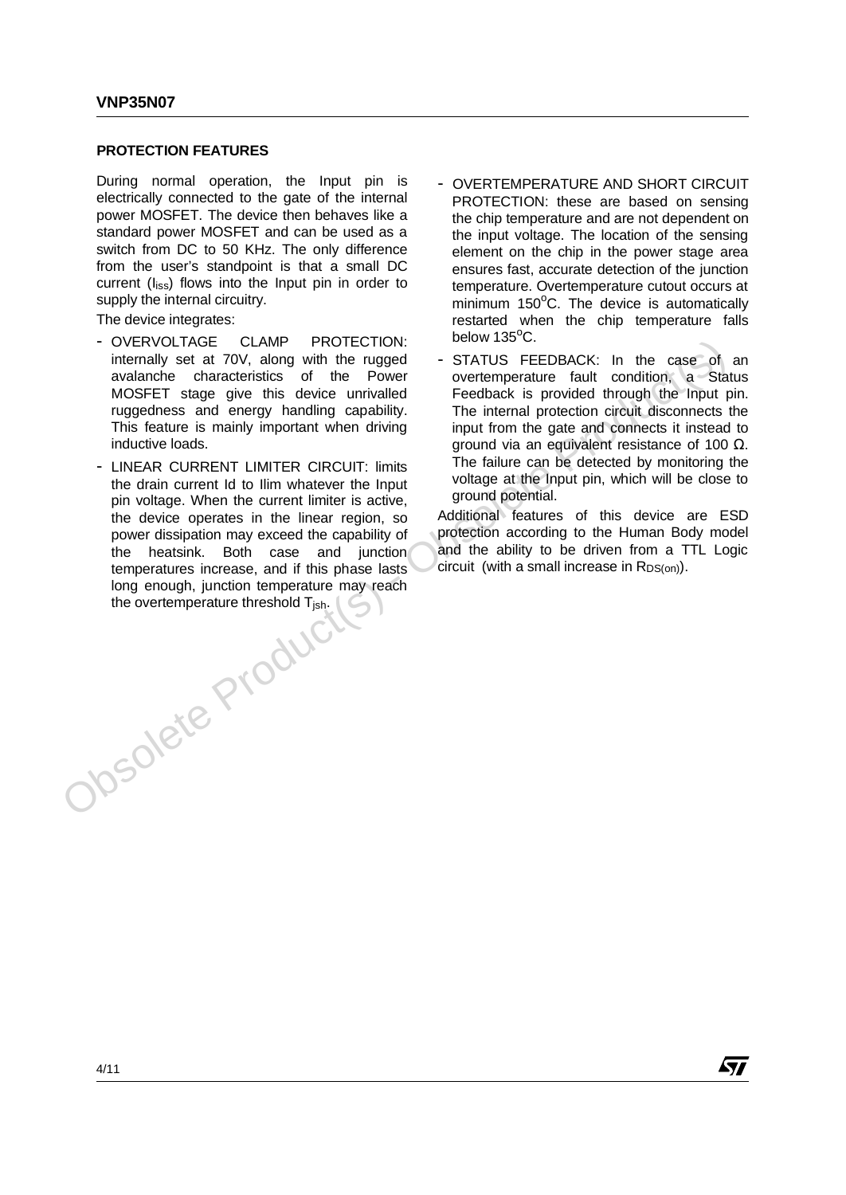## PROTECTION FEATURES

During normal operation, the Input pin is electrically connected to the gate of the internal power MOSFET. The device then behaves like a standard power MOSFET and can be used as a switch from DC to 50 KHz. The only difference from the user's standpoint is that a small DC current ($I_{iss}$) flows into the Input pin in order to supply the internal circuitry.

The device integrates:

- OVERVOLTAGE CLAMP PROTECTION: internally set at 70V, along with the rugged avalanche characteristics of the Power MOSFET stage give this device unrivalled ruggedness and energy handling capability. This feature is mainly important when driving inductive loads.
- LINEAR CURRENT LIMITER CIRCUIT: limits the drain current Id to Ilim whatever the Input pin voltage. When the current limiter is active, the device operates in the linear region, so power dissipation may exceed the capability of the heatsink. Both case and junction temperatures increase, and if this phase lasts long enough, junction temperature may reach the overtemperature threshold $T_{jsh}$.
- OVERTEMPERATURE AND SHORT CIRCUIT PROTECTION: these are based on sensing the chip temperature and are not dependent on the input voltage. The location of the sensing element on the chip in the power stage area ensures fast, accurate detection of the junction temperature. Overtemperature cutout occurs at minimum 150°C. The device is automatically restarted when the chip temperature falls below 135°C.
- STATUS FEEDBACK: In the case of an overtemperature fault condition, a Status Feedback is provided through the Input pin. The internal protection circuit disconnects the input from the gate and connects it instead to ground via an equivalent resistance of 100 Ω. The failure can be detected by monitoring the voltage at the Input pin, which will be close to ground potential.

Additional features of this device are ESD protection according to the Human Body model and the ability to be driven from a TTL Logic circuit (with a small increase in $R_{DS(on)}$).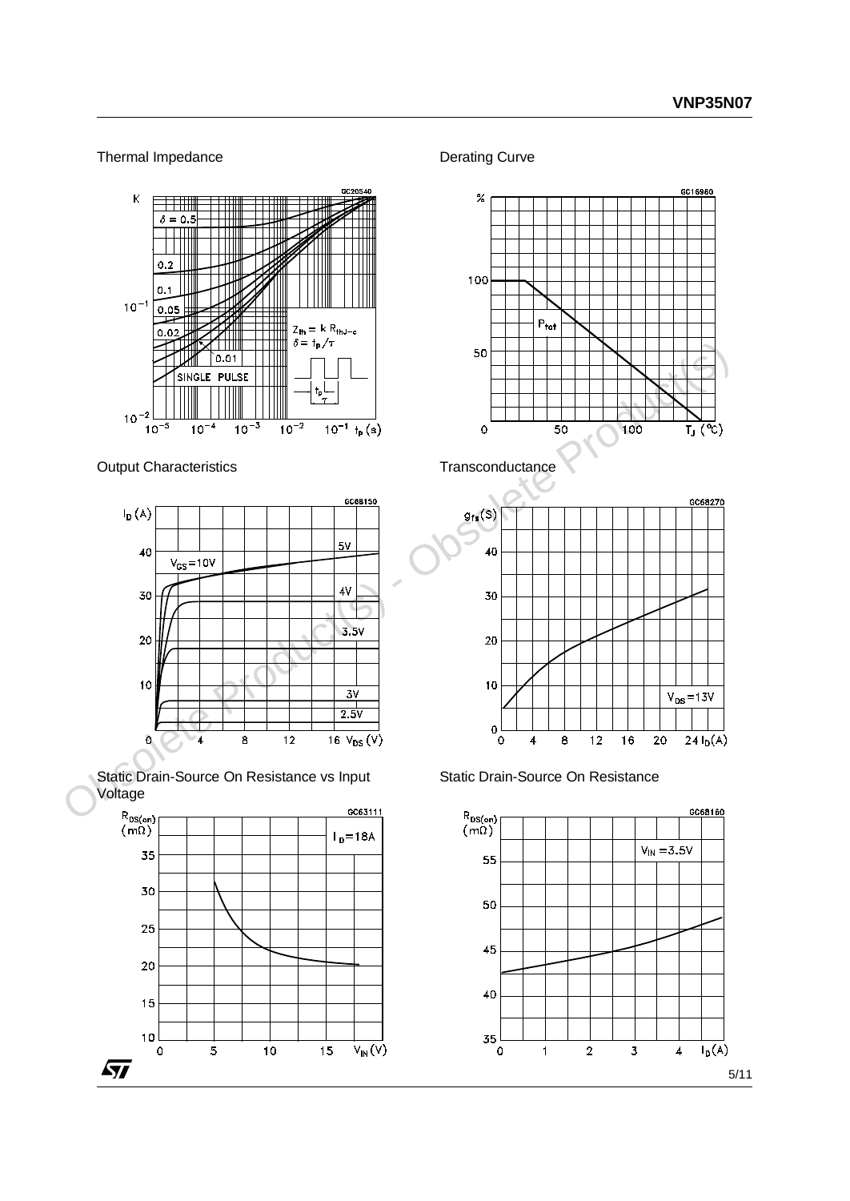Thermal Impedance

Derating Curve

Output Characteristics

Transconductance

Static Drain-Source On Resistance vs Input Voltage

Static Drain-Source On Resistance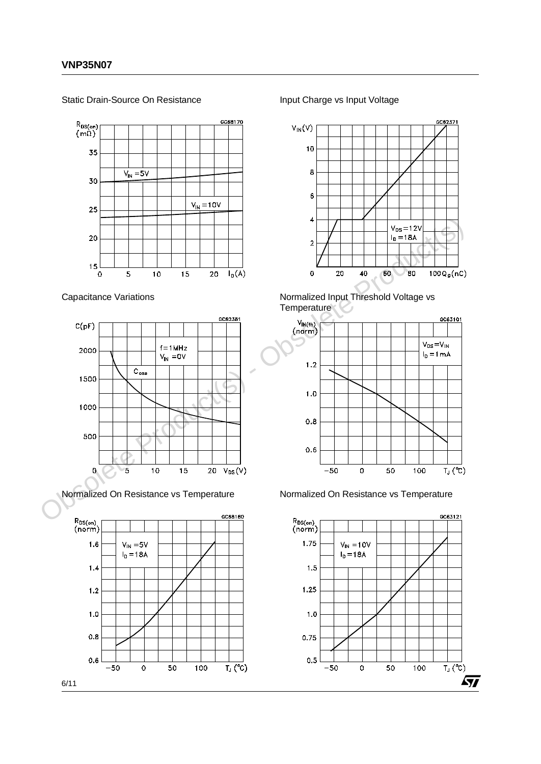Static Drain-Source On Resistance

Input Charge vs Input Voltage

Capacitance Variations

Normalized Input Threshold Voltage vs Temperature

Normalized On Resistance vs Temperature

Normalized On Resistance vs Temperature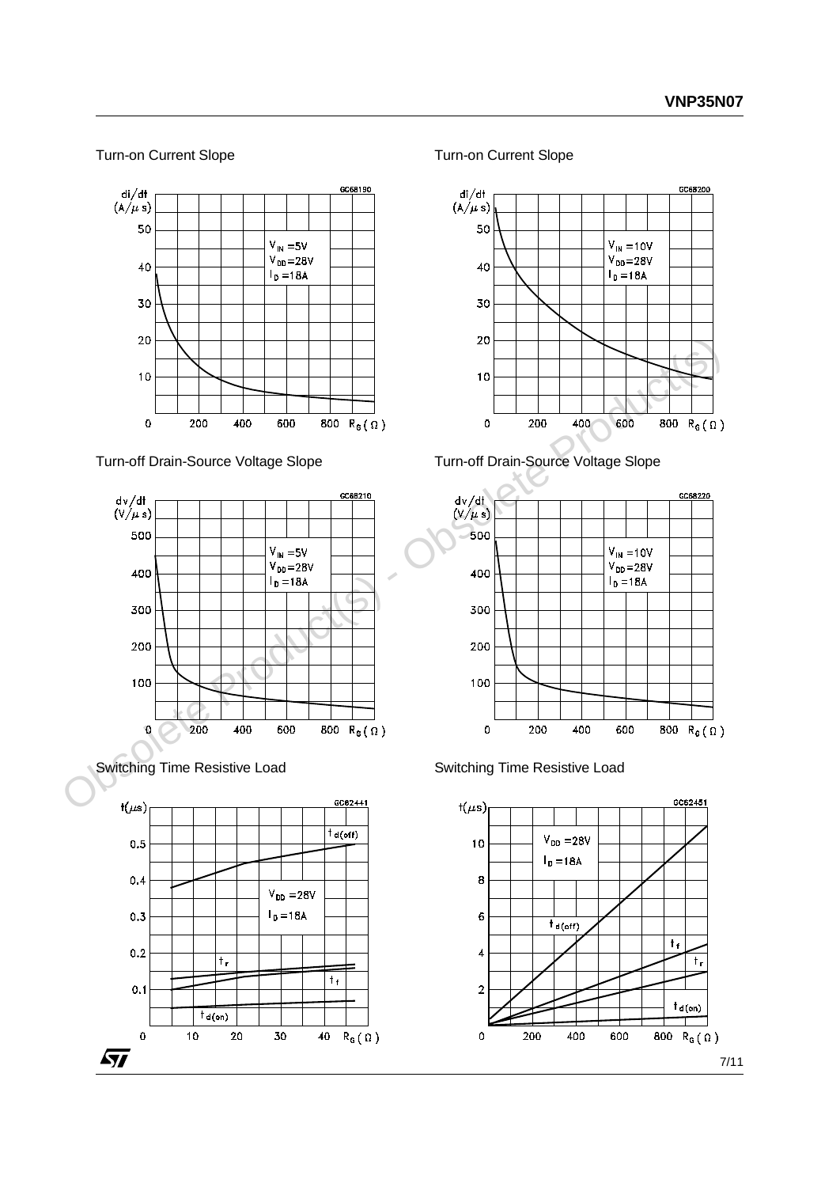Turn-on Current Slope

GC68190

di/dt (A/μs) vs $R_G$ (Ω)

$V_{IN}$ =5V
$V_{DD}$=28V
$I_D$ =18A

Turn-on Current Slope

GC68200

di/dt (A/μs) vs $R_G$ (Ω)

$V_{IN}$ =10V
$V_{DD}$=28V
$I_D$ =18A

Turn-off Drain-Source Voltage Slope

GC68210

dv/dt (V/μs) vs $R_G$ (Ω)

$V_{IN}$ =5V
$V_{DD}$=28V
$I_D$ =18A

Turn-off Drain-Source Voltage Slope

GC68220

dv/dt (V/μs) vs $R_G$ (Ω)

$V_{IN}$ =10V
$V_{DD}$=28V
$I_D$ =18A

Switching Time Resistive Load

GC62441

t(μs) vs $R_G$ (Ω)

$V_{DD}$ =28V
$I_D$ =18A

$t_{d(off)}$, $t_r$, $t_f$, $t_{d(on)}$

Switching Time Resistive Load

GC62451

t(μs) vs $R_G$ (Ω)

$V_{DD}$ =28V
$I_D$ =18A

$t_{d(off)}$, $t_f$, $t_r$, $t_{d(on)}$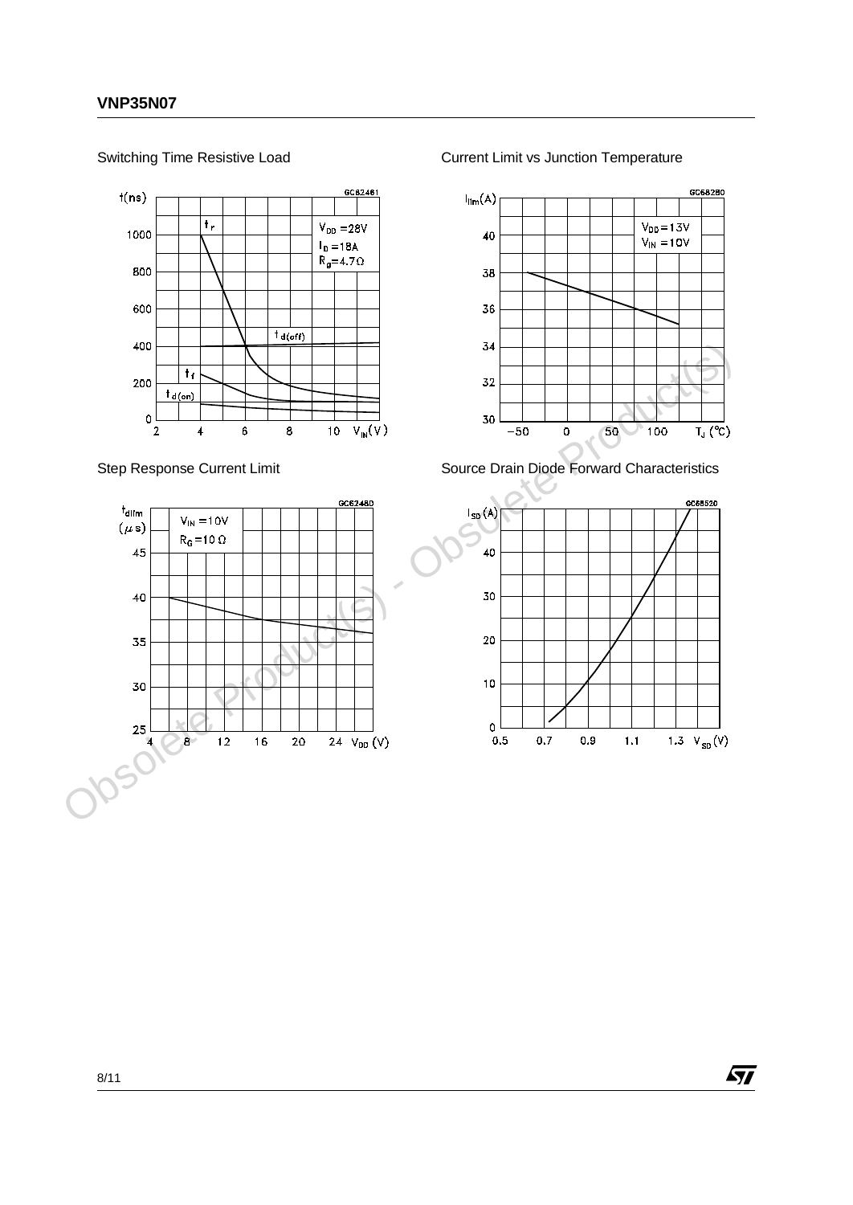Switching Time Resistive Load

Current Limit vs Junction Temperature

Step Response Current Limit

Source Drain Diode Forward Characteristics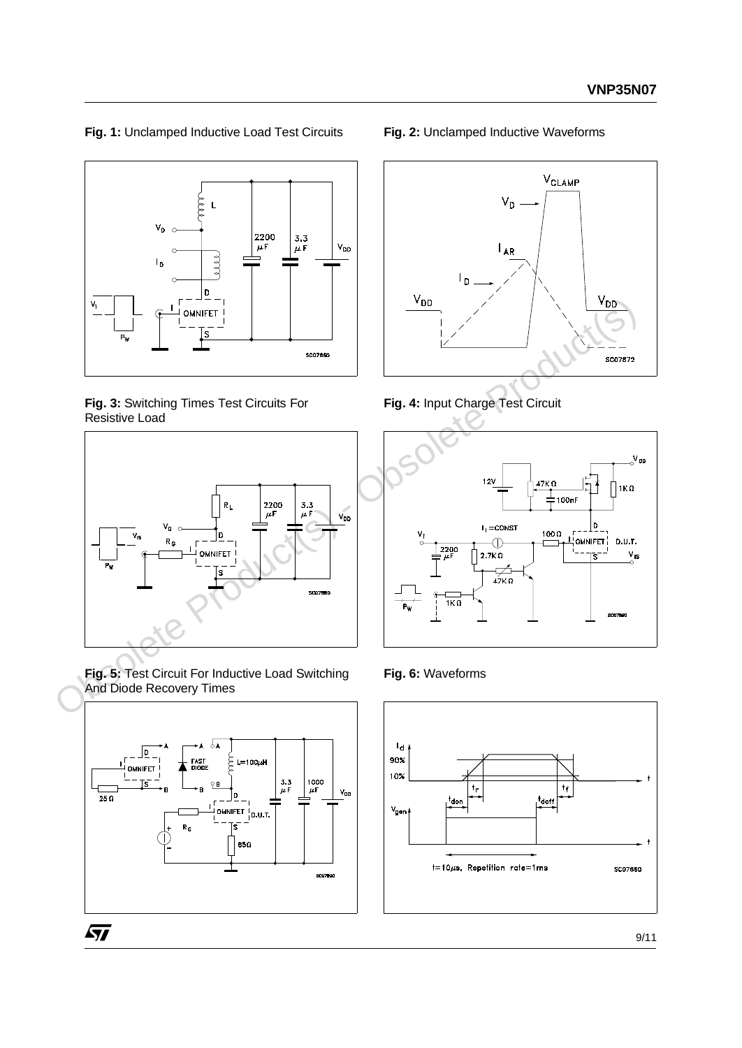**Fig. 1:** Unclamped Inductive Load Test Circuits

**Fig. 2:** Unclamped Inductive Waveforms

**Fig. 3:** Switching Times Test Circuits For Resistive Load

**Fig. 4:** Input Charge Test Circuit

**Fig. 5:** Test Circuit For Inductive Load Switching And Diode Recovery Times

**Fig. 6:** Waveforms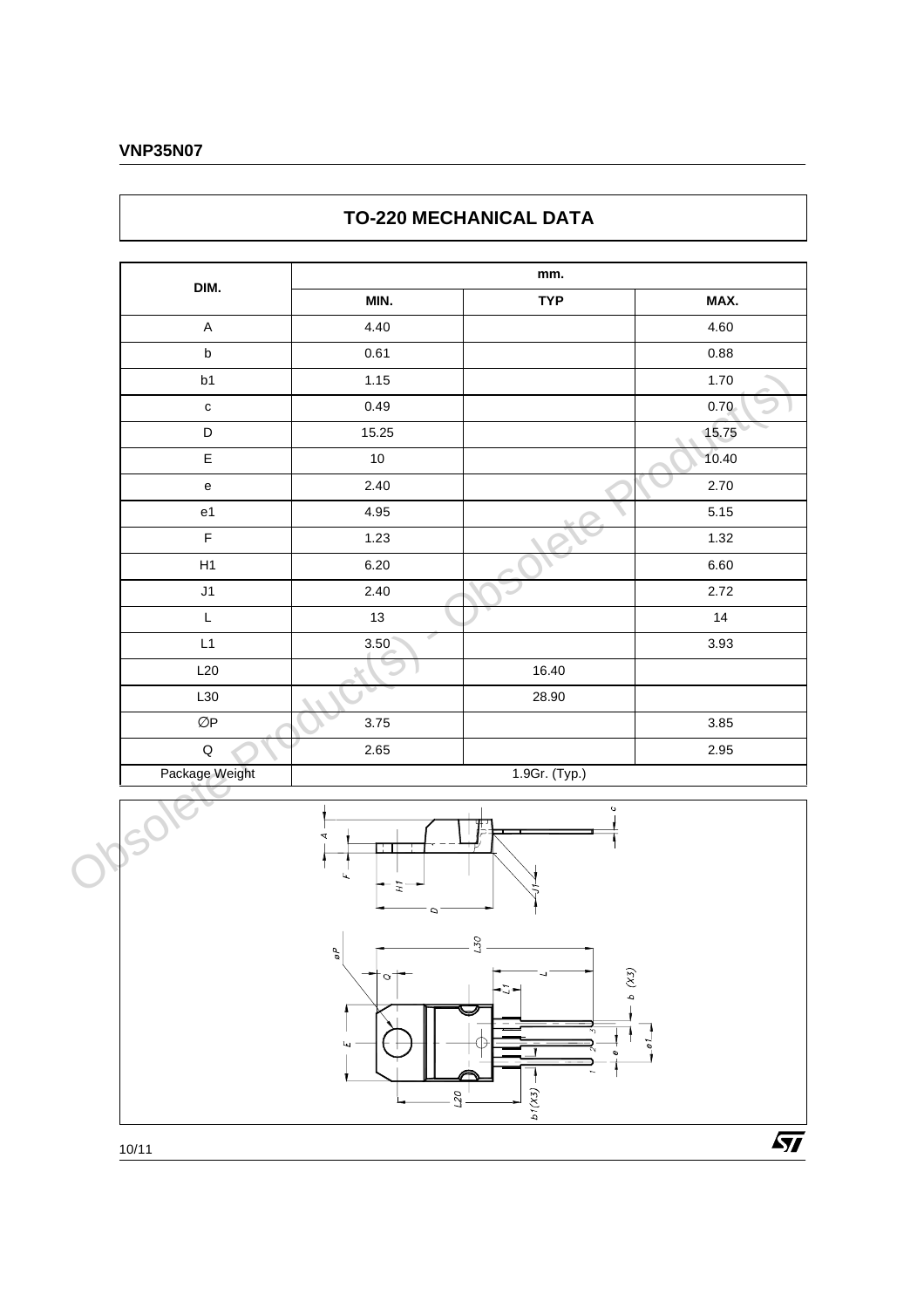## TO-220 MECHANICAL DATA

| DIM. | mm. | | |
|---|---|---|---|
| | MIN. | TYP | MAX. |
| A | 4.40 | | 4.60 |
| b | 0.61 | | 0.88 |
| b1 | 1.15 | | 1.70 |
| c | 0.49 | | 0.70 |
| D | 15.25 | | 15.75 |
| E | 10 | | 10.40 |
| e | 2.40 | | 2.70 |
| e1 | 4.95 | | 5.15 |
| F | 1.23 | | 1.32 |
| H1 | 6.20 | | 6.60 |
| J1 | 2.40 | | 2.72 |
| L | 13 | | 14 |
| L1 | 3.50 | | 3.93 |
| L20 | | 16.40 | |
| L30 | | 28.90 | |
| ∅P | 3.75 | | 3.85 |
| Q | 2.65 | | 2.95 |
| Package Weight | 1.9Gr. (Typ.) | | |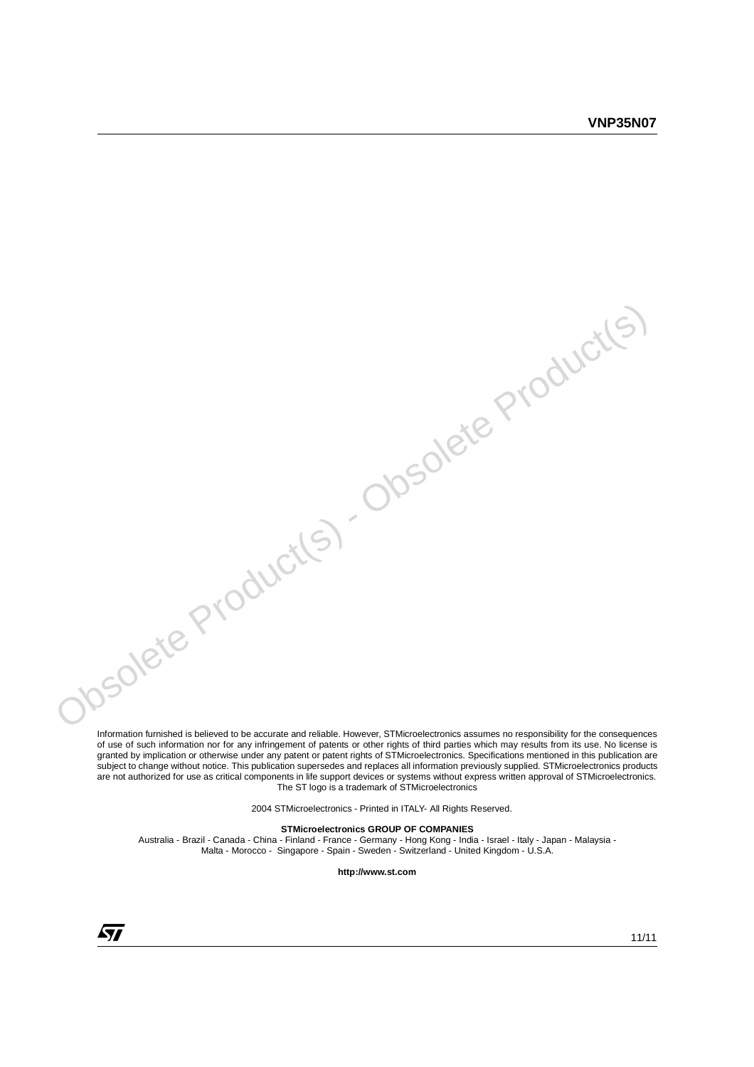Information furnished is believed to be accurate and reliable. However, STMicroelectronics assumes no responsibility for the consequences of use of such information nor for any infringement of patents or other rights of third parties which may results from its use. No license is granted by implication or otherwise under any patent or patent rights of STMicroelectronics. Specifications mentioned in this publication are subject to change without notice. This publication supersedes and replaces all information previously supplied. STMicroelectronics products are not authorized for use as critical components in life support devices or systems without express written approval of STMicroelectronics.
The ST logo is a trademark of STMicroelectronics

2004 STMicroelectronics - Printed in ITALY- All Rights Reserved.

**STMicroelectronics GROUP OF COMPANIES**

Australia - Brazil - Canada - China - Finland - France - Germany - Hong Kong - India - Israel - Italy - Japan - Malaysia - Malta - Morocco - Singapore - Spain - Sweden - Switzerland - United Kingdom - U.S.A.

**http://www.st.com**